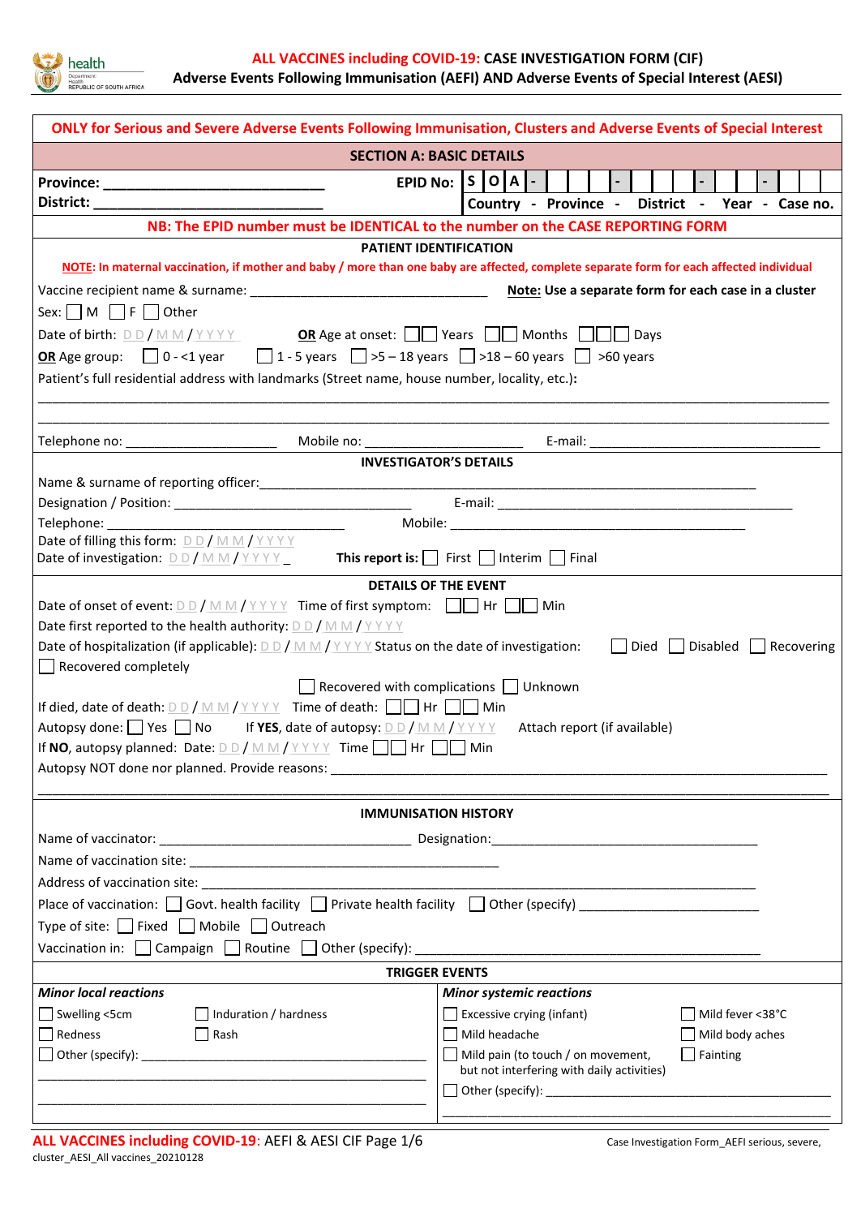health
Department: Health
REPUBLIC OF SOUTH AFRICA

# ALL VACCINES including COVID-19: CASE INVESTIGATION FORM (CIF)
## Adverse Events Following Immunisation (AEFI) AND Adverse Events of Special Interest (AESI)

**ONLY for Serious and Severe Adverse Events Following Immunisation, Clusters and Adverse Events of Special Interest**

## SECTION A: BASIC DETAILS

**Province:** ______________________________ **EPID No:** S O A - _ _ _ - _ _ _ _ - _ _ _ _ - _ _ _ _

**District:** ______________________________ Country - Province - District - Year - Case no.

**NB: The EPID number must be IDENTICAL to the number on the CASE REPORTING FORM**

### PATIENT IDENTIFICATION

**NOTE: In maternal vaccination, if mother and baby / more than one baby are affected, complete separate form for each affected individual**

Vaccine recipient name & surname: ________________________________ **Note: Use a separate form for each case in a cluster**

Sex: ☐ M ☐ F ☐ Other

Date of birth: DD / MM / YYYY **OR** Age at onset: ☐☐ Years ☐☐ Months ☐☐☐ Days

**OR** Age group: ☐ 0 - <1 year ☐ 1 - 5 years ☐ >5 – 18 years ☐ >18 – 60 years ☐ >60 years

Patient's full residential address with landmarks (Street name, house number, locality, etc.):

________________________________________________________________________________________

________________________________________________________________________________________

Telephone no: ____________________ Mobile no: ____________________ E-mail: ______________________________

### INVESTIGATOR'S DETAILS

Name & surname of reporting officer: ______________________________________________________________

Designation / Position: ________________________________ E-mail: ______________________________________

Telephone: ____________________________ Mobile: ______________________________________

Date of filling this form: DD / MM / YYYY

Date of investigation: DD / MM / YYYY _ **This report is:** ☐ First ☐ Interim ☐ Final

### DETAILS OF THE EVENT

Date of onset of event: DD / MM / YYYY Time of first symptom: ☐☐ Hr ☐☐ Min

Date first reported to the health authority: DD / MM / YYYY

Date of hospitalization (if applicable): DD / MM / YYYY Status on the date of investigation: ☐ Died ☐ Disabled ☐ Recovering ☐ Recovered completely ☐ Recovered with complications ☐ Unknown

If died, date of death: DD / MM / YYYY Time of death: ☐☐ Hr ☐☐ Min

Autopsy done: ☐ Yes ☐ No If **YES**, date of autopsy: DD / MM / YYYY Attach report (if available)

If **NO**, autopsy planned: Date: DD / MM / YYYY Time ☐☐ Hr ☐☐ Min

Autopsy NOT done nor planned. Provide reasons: ______________________________________________________

________________________________________________________________________________________

### IMMUNISATION HISTORY

Name of vaccinator: ________________________________ Designation: ________________________________

Name of vaccination site: ______________________________________

Address of vaccination site: ______________________________________________________________

Place of vaccination: ☐ Govt. health facility ☐ Private health facility ☐ Other (specify) ______________________

Type of site: ☐ Fixed ☐ Mobile ☐ Outreach

Vaccination in: ☐ Campaign ☐ Routine ☐ Other (specify): ______________________________________________

### TRIGGER EVENTS

| *Minor local reactions* | | *Minor systemic reactions* | |
|---|---|---|---|
| ☐ Swelling <5cm | ☐ Induration / hardness | ☐ Excessive crying (infant) | ☐ Mild fever <38°C |
| ☐ Redness | ☐ Rash | ☐ Mild headache | ☐ Mild body aches |
| ☐ Other (specify): ______________________________ | | ☐ Mild pain (to touch / on movement, but not interfering with daily activities) | ☐ Fainting |
| ______________________________ | | ☐ Other (specify): ______________________________ | |
| ______________________________ | | ______________________________ | |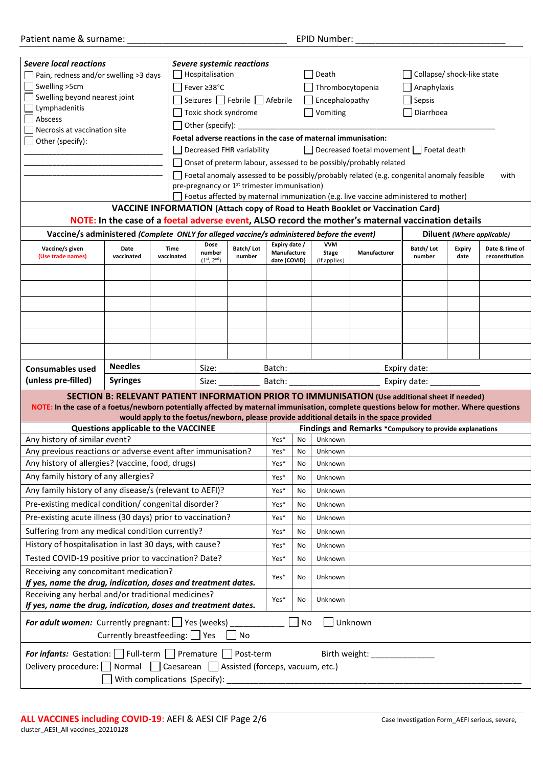Patient name & surname: ________________________________ EPID Number: ______________________________

***Severe local reactions***

- ☐ Pain, redness and/or swelling >3 days
- ☐ Swelling >5cm
- ☐ Swelling beyond nearest joint
- ☐ Lymphadenitis
- ☐ Abscess
- ☐ Necrosis at vaccination site
- ☐ Other (specify):

________________________________

________________________________

________________________________

***Severe systemic reactions***

☐ Hospitalisation ☐ Death ☐ Collapse/ shock-like state

☐ Fever ≥38°C ☐ Thrombocytopenia ☐ Anaphylaxis

☐ Seizures ☐ Febrile ☐ Afebrile ☐ Encephalopathy ☐ Sepsis

☐ Toxic shock syndrome ☐ Vomiting ☐ Diarrhoea

☐ Other (specify): ________________________________________________________________

**Foetal adverse reactions in the case of maternal immunisation:**

☐ Decreased FHR variability ☐ Decreased foetal movement ☐ Foetal death

☐ Onset of preterm labour, assessed to be possibly/probably related

☐ Foetal anomaly assessed to be possibly/probably related (e.g. congenital anomaly feasible with pre-pregnancy or 1st trimester immunisation)

☐ Foetus affected by maternal immunization (e.g. live vaccine administered to mother)

**VACCINE INFORMATION (Attach copy of Road to Heath Booklet or Vaccination Card)**

**NOTE: In the case of a foetal adverse event, ALSO record the mother's maternal vaccination details**

| **Vaccine/s administered** *(Complete ONLY for alleged vaccine/s administered before the event)* | | | | | | | | **Diluent** *(Where applicable)* | | |
|---|---|---|---|---|---|---|---|---|---|---|
| **Vaccine/s given** (Use trade names) | **Date vaccinated** | **Time vaccinated** | **Dose number** (1st, 2nd) | **Batch/ Lot number** | **Expiry date / Manufacture date (COVID)** | **VVM Stage** (If applies) | **Manufacturer** | **Batch/ Lot number** | **Expiry date** | **Date & time of reconstitution** |
| | | | | | | | | | | |
| | | | | | | | | | | |
| | | | | | | | | | | |
| | | | | | | | | | | |
| | | | | | | | | | | |
| | | | | | | | | | | |

| **Consumables used (unless pre-filled)** | | |
|---|---|---|
| **Needles** | Size: _________ Batch: ____________________ | Expiry date: ___________ |
| **Syringes** | Size: _________ Batch: ____________________ | Expiry date: ___________ |

## SECTION B: RELEVANT PATIENT INFORMATION PRIOR TO IMMUNISATION (Use additional sheet if needed)

**NOTE: In the case of a foetus/newborn potentially affected by maternal immunisation, complete questions below for mother. Where questions would apply to the foetus/newborn, please provide additional details in the space provided**

| **Questions applicable to the VACCINEE** | | | | **Findings and Remarks** *Compulsory to provide explanations |
|---|---|---|---|---|
| Any history of similar event? | Yes* | No | Unknown | |
| Any previous reactions or adverse event after immunisation? | Yes* | No | Unknown | |
| Any history of allergies? (vaccine, food, drugs) | Yes* | No | Unknown | |
| Any family history of any allergies? | Yes* | No | Unknown | |
| Any family history of any disease/s (relevant to AEFI)? | Yes* | No | Unknown | |
| Pre-existing medical condition/ congenital disorder? | Yes* | No | Unknown | |
| Pre-existing acute illness (30 days) prior to vaccination? | Yes* | No | Unknown | |
| Suffering from any medical condition currently? | Yes* | No | Unknown | |
| History of hospitalisation in last 30 days, with cause? | Yes* | No | Unknown | |
| Tested COVID-19 positive prior to vaccination? Date? | Yes* | No | Unknown | |
| Receiving any concomitant medication? *If yes, name the drug, indication, doses and treatment dates.* | Yes* | No | Unknown | |
| Receiving any herbal and/or traditional medicines? *If yes, name the drug, indication, doses and treatment dates.* | Yes* | No | Unknown | |

***For adult women:*** Currently pregnant: ☐ Yes (weeks) ___________ ☐ No ☐ Unknown

Currently breastfeeding: ☐ Yes ☐ No

***For infants:*** Gestation: ☐ Full-term ☐ Premature ☐ Post-term Birth weight: _____________

Delivery procedure: ☐ Normal ☐ Caesarean ☐ Assisted (forceps, vacuum, etc.)

☐ With complications (Specify): ____________________________________________________________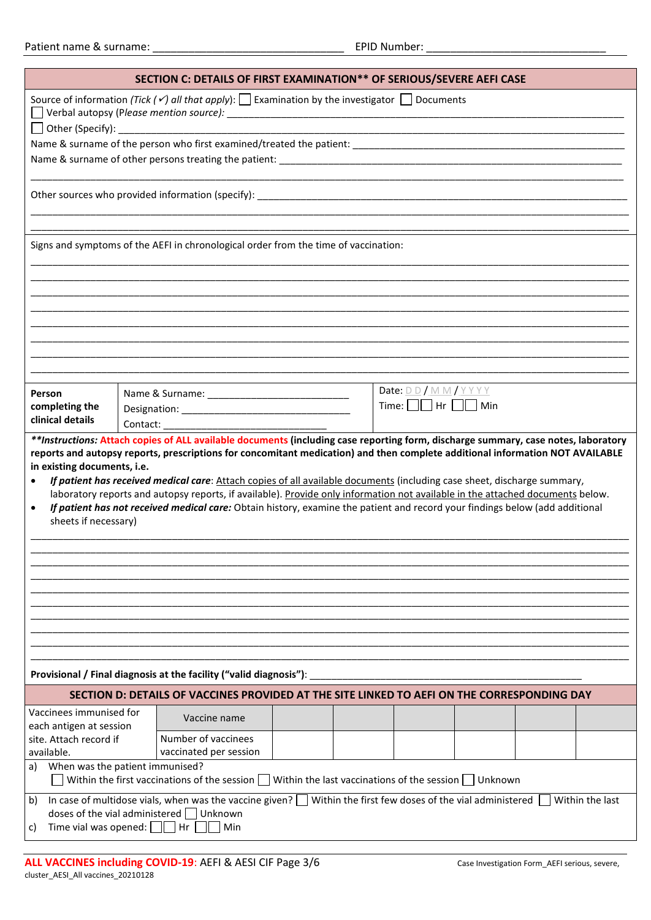Patient name & surname: ______________________________ EPID Number: ______________________________

## SECTION C: DETAILS OF FIRST EXAMINATION** OF SERIOUS/SEVERE AEFI CASE

Source of information (*Tick (✓) all that apply*): ☐ Examination by the investigator ☐ Documents

☐ Verbal autopsy (*Please mention source):* ________________________________________________

☐ Other (Specify): ________________________________________________

Name & surname of the person who first examined/treated the patient: ________________________________________________

Name & surname of other persons treating the patient: ________________________________________________

________________________________________________

Other sources who provided information (specify): ________________________________________________

________________________________________________

________________________________________________

Signs and symptoms of the AEFI in chronological order from the time of vaccination:

________________________________________________

________________________________________________

________________________________________________

________________________________________________

________________________________________________

________________________________________________

________________________________________________

________________________________________________

| **Person completing the clinical details** | Name & Surname: ______________________<br>Designation: ______________________<br>Contact: ______________________ | Date: D D / M M / Y Y Y Y<br>Time: ☐☐ Hr ☐☐ Min |
|---|---|---|

***Instructions: Attach copies of ALL available documents** (including case reporting form, discharge summary, case notes, laboratory reports and autopsy reports, prescriptions for concomitant medication) and then complete additional information NOT AVAILABLE in existing documents, i.e.*

- ***If patient has received medical care***: Attach copies of all available documents (including case sheet, discharge summary, laboratory reports and autopsy reports, if available). Provide only information not available in the attached documents below.
- ***If patient has not received medical care:*** Obtain history, examine the patient and record your findings below (add additional sheets if necessary)

________________________________________________

________________________________________________

________________________________________________

________________________________________________

________________________________________________

________________________________________________

________________________________________________

________________________________________________

________________________________________________

________________________________________________

**Provisional / Final diagnosis at the facility ("valid diagnosis")**: ________________________________________________

## SECTION D: DETAILS OF VACCINES PROVIDED AT THE SITE LINKED TO AEFI ON THE CORRESPONDING DAY

| Vaccinees immunised for each antigen at session site. Attach record if available. | Vaccine name | | | | | | |
|---|---|---|---|---|---|---|---|
| | Number of vaccinees vaccinated per session | | | | | | |

a) When was the patient immunised?
☐ Within the first vaccinations of the session ☐ Within the last vaccinations of the session ☐ Unknown

b) In case of multidose vials, when was the vaccine given? ☐ Within the first few doses of the vial administered ☐ Within the last doses of the vial administered ☐ Unknown

c) Time vial was opened: ☐☐ Hr ☐☐ Min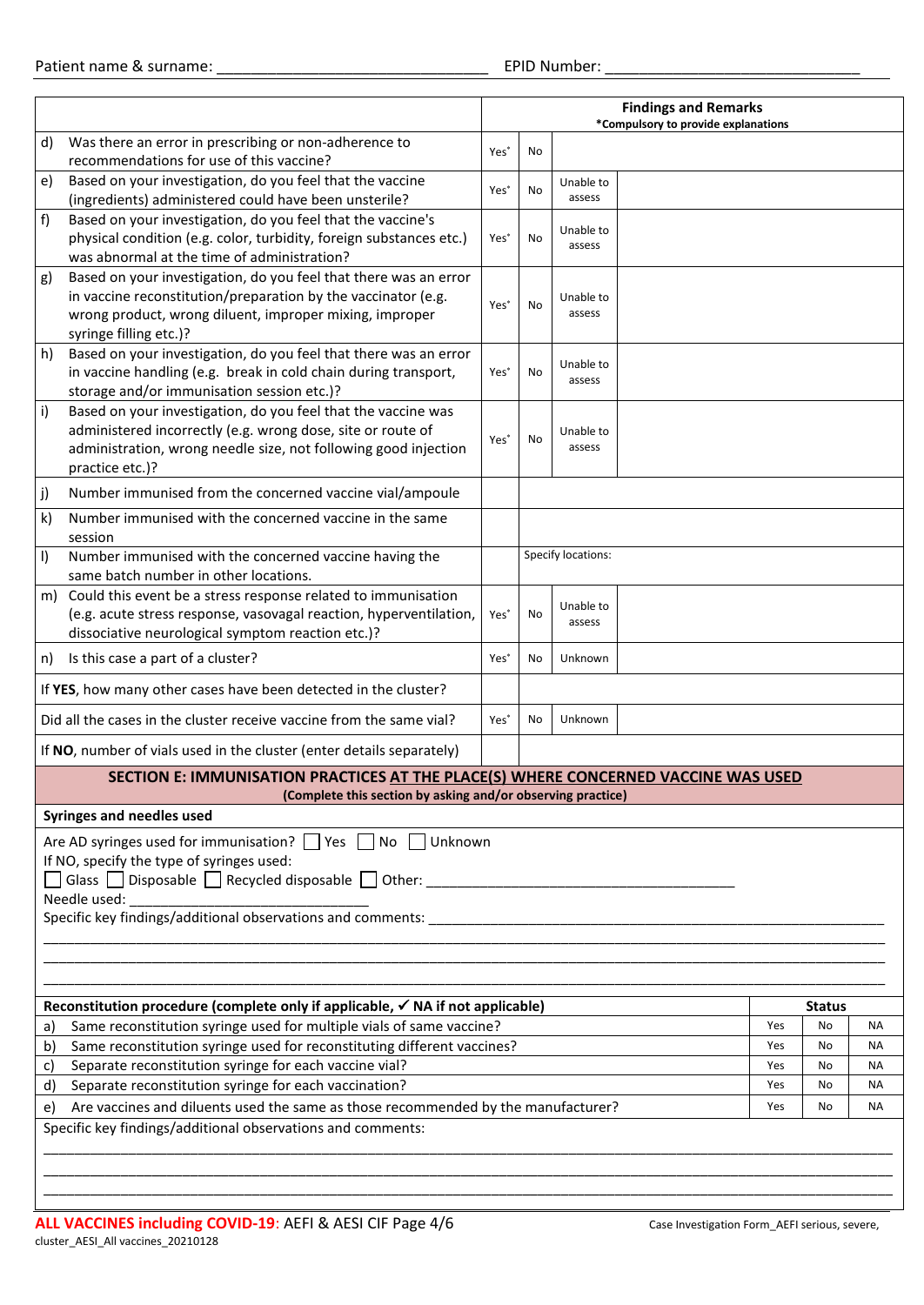Patient name & surname: _______________________________ EPID Number: _____________________________

| | Findings and Remarks *Compulsory to provide explanations | | | |
|---|---|---|---|---|
| d) Was there an error in prescribing or non-adherence to recommendations for use of this vaccine? | Yes* | No | | |
| e) Based on your investigation, do you feel that the vaccine (ingredients) administered could have been unsterile? | Yes* | No | Unable to assess | |
| f) Based on your investigation, do you feel that the vaccine's physical condition (e.g. color, turbidity, foreign substances etc.) was abnormal at the time of administration? | Yes* | No | Unable to assess | |
| g) Based on your investigation, do you feel that there was an error in vaccine reconstitution/preparation by the vaccinator (e.g. wrong product, wrong diluent, improper mixing, improper syringe filling etc.)? | Yes* | No | Unable to assess | |
| h) Based on your investigation, do you feel that there was an error in vaccine handling (e.g. break in cold chain during transport, storage and/or immunisation session etc.)? | Yes* | No | Unable to assess | |
| i) Based on your investigation, do you feel that the vaccine was administered incorrectly (e.g. wrong dose, site or route of administration, wrong needle size, not following good injection practice etc.)? | Yes* | No | Unable to assess | |
| j) Number immunised from the concerned vaccine vial/ampoule | | | | |
| k) Number immunised with the concerned vaccine in the same session | | | | |
| l) Number immunised with the concerned vaccine having the same batch number in other locations. | | Specify locations: | | |
| m) Could this event be a stress response related to immunisation (e.g. acute stress response, vasovagal reaction, hyperventilation, dissociative neurological symptom reaction etc.)? | Yes* | No | Unable to assess | |
| n) Is this case a part of a cluster? | Yes* | No | Unknown | |
| If **YES**, how many other cases have been detected in the cluster? | | | | |
| Did all the cases in the cluster receive vaccine from the same vial? | Yes* | No | Unknown | |
| If **NO**, number of vials used in the cluster (enter details separately) | | | | |

## SECTION E: IMMUNISATION PRACTICES AT THE PLACE(S) WHERE CONCERNED VACCINE WAS USED

**(Complete this section by asking and/or observing practice)**

**Syringes and needles used**

Are AD syringes used for immunisation? ☐ Yes ☐ No ☐ Unknown

If NO, specify the type of syringes used:

☐ Glass ☐ Disposable ☐ Recycled disposable ☐ Other: _______________________________________

Needle used: _____________________________

Specific key findings/additional observations and comments: ___________________________________________________________

_____________________________________________________________________________________________________

_____________________________________________________________________________________________________

_____________________________________________________________________________________________________

| Reconstitution procedure (complete only if applicable, ✓ NA if not applicable) | Status | | |
|---|---|---|---|
| a) Same reconstitution syringe used for multiple vials of same vaccine? | Yes | No | NA |
| b) Same reconstitution syringe used for reconstituting different vaccines? | Yes | No | NA |
| c) Separate reconstitution syringe for each vaccine vial? | Yes | No | NA |
| d) Separate reconstitution syringe for each vaccination? | Yes | No | NA |
| e) Are vaccines and diluents used the same as those recommended by the manufacturer? | Yes | No | NA |

Specific key findings/additional observations and comments:

_____________________________________________________________________________________________________

_____________________________________________________________________________________________________

_____________________________________________________________________________________________________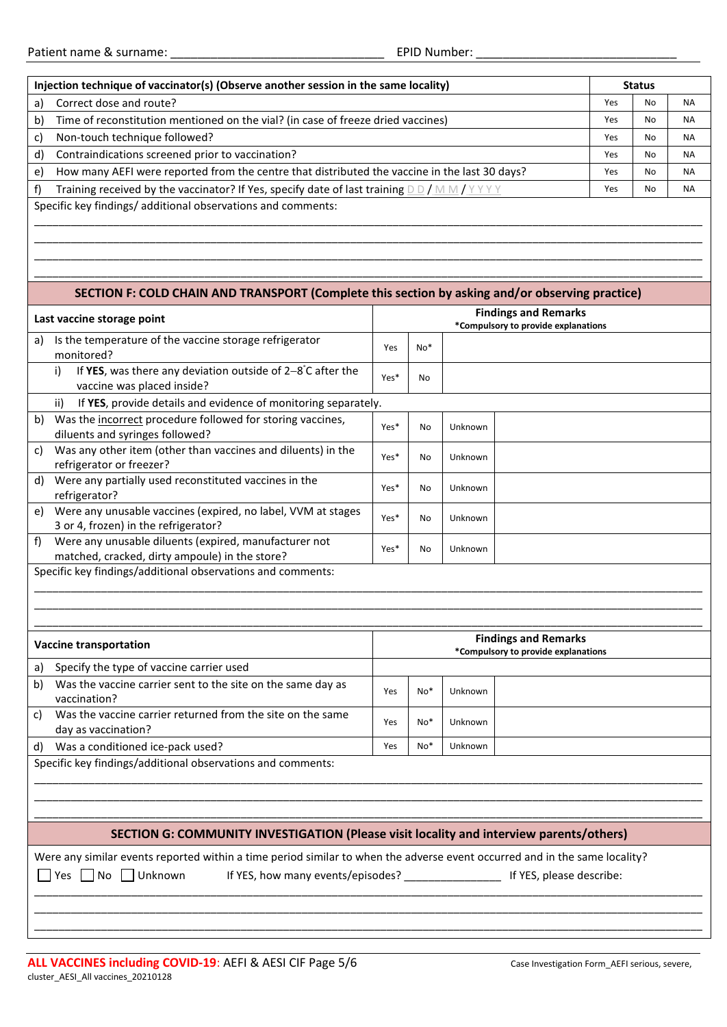Patient name & surname: ________________________________ EPID Number: ______________________________

| Injection technique of vaccinator(s) (Observe another session in the same locality) | Status | | |
|---|---|---|---|
| a) Correct dose and route? | Yes | No | NA |
| b) Time of reconstitution mentioned on the vial? (in case of freeze dried vaccines) | Yes | No | NA |
| c) Non-touch technique followed? | Yes | No | NA |
| d) Contraindications screened prior to vaccination? | Yes | No | NA |
| e) How many AEFI were reported from the centre that distributed the vaccine in the last 30 days? | Yes | No | NA |
| f) Training received by the vaccinator? If Yes, specify date of last training DD / MM / YYYY | Yes | No | NA |

Specific key findings/ additional observations and comments:

_______________________________________________________________________________

_______________________________________________________________________________

_______________________________________________________________________________

_______________________________________________________________________________

## SECTION F: COLD CHAIN AND TRANSPORT (Complete this section by asking and/or observing practice)

| Last vaccine storage point | Findings and Remarks *Compulsory to provide explanations | | | |
|---|---|---|---|---|
| a) Is the temperature of the vaccine storage refrigerator monitored? | Yes | No* | | |
| i) If **YES**, was there any deviation outside of 2–8°C after the vaccine was placed inside? | Yes* | No | | |
| ii) If **YES**, provide details and evidence of monitoring separately. | | | | |
| b) Was the incorrect procedure followed for storing vaccines, diluents and syringes followed? | Yes* | No | Unknown | |
| c) Was any other item (other than vaccines and diluents) in the refrigerator or freezer? | Yes* | No | Unknown | |
| d) Were any partially used reconstituted vaccines in the refrigerator? | Yes* | No | Unknown | |
| e) Were any unusable vaccines (expired, no label, VVM at stages 3 or 4, frozen) in the refrigerator? | Yes* | No | Unknown | |
| f) Were any unusable diluents (expired, manufacturer not matched, cracked, dirty ampoule) in the store? | Yes* | No | Unknown | |

Specific key findings/additional observations and comments:

_______________________________________________________________________________

_______________________________________________________________________________

_______________________________________________________________________________

| Vaccine transportation | Findings and Remarks *Compulsory to provide explanations | | | |
|---|---|---|---|---|
| a) Specify the type of vaccine carrier used | | | | |
| b) Was the vaccine carrier sent to the site on the same day as vaccination? | Yes | No* | Unknown | |
| c) Was the vaccine carrier returned from the site on the same day as vaccination? | Yes | No* | Unknown | |
| d) Was a conditioned ice-pack used? | Yes | No* | Unknown | |

Specific key findings/additional observations and comments:

_______________________________________________________________________________

_______________________________________________________________________________

_______________________________________________________________________________

## SECTION G: COMMUNITY INVESTIGATION (Please visit locality and interview parents/others)

Were any similar events reported within a time period similar to when the adverse event occurred and in the same locality?

☐ Yes ☐ No ☐ Unknown If YES, how many events/episodes? _______________ If YES, please describe:

_______________________________________________________________________________

_______________________________________________________________________________

_______________________________________________________________________________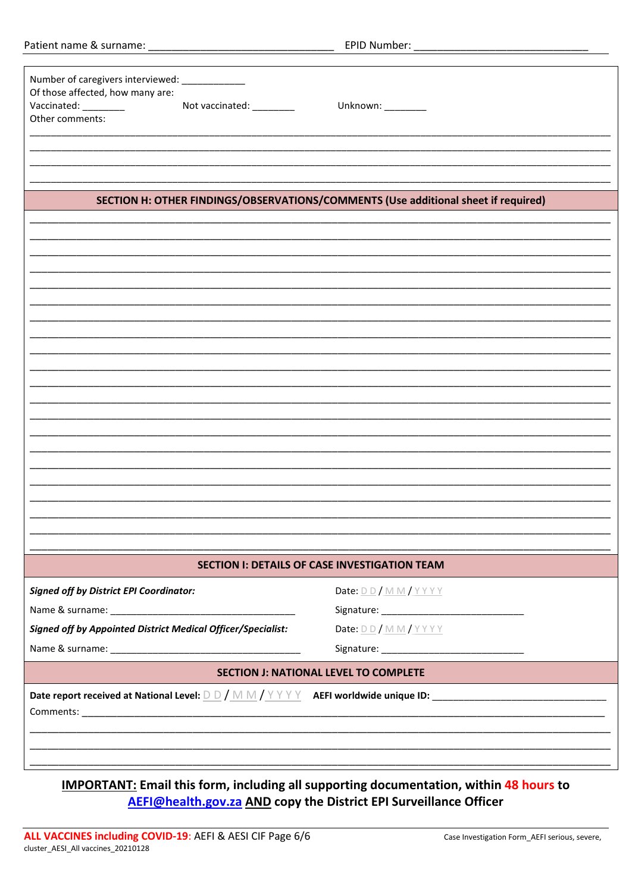Patient name & surname: ________________________________ EPID Number: ______________________________

Number of caregivers interviewed: ____________

Of those affected, how many are:

Vaccinated: ________ Not vaccinated: ________ Unknown: ________

Other comments:

____________________________________________________________________________________________________

____________________________________________________________________________________________________

____________________________________________________________________________________________________

____________________________________________________________________________________________________

## SECTION H: OTHER FINDINGS/OBSERVATIONS/COMMENTS (Use additional sheet if required)

____________________________________________________________________________________________________

____________________________________________________________________________________________________

____________________________________________________________________________________________________

____________________________________________________________________________________________________

____________________________________________________________________________________________________

____________________________________________________________________________________________________

____________________________________________________________________________________________________

____________________________________________________________________________________________________

____________________________________________________________________________________________________

____________________________________________________________________________________________________

____________________________________________________________________________________________________

____________________________________________________________________________________________________

____________________________________________________________________________________________________

____________________________________________________________________________________________________

____________________________________________________________________________________________________

____________________________________________________________________________________________________

____________________________________________________________________________________________________

____________________________________________________________________________________________________

____________________________________________________________________________________________________

____________________________________________________________________________________________________

____________________________________________________________________________________________________

## SECTION I: DETAILS OF CASE INVESTIGATION TEAM

***Signed off by District EPI Coordinator:*** Date: D D / M M / Y Y Y Y

Name & surname: ____________________________________ Signature: ____________________________

***Signed off by Appointed District Medical Officer/Specialist:*** Date: D D / M M / Y Y Y Y

Name & surname: ____________________________________ Signature: ____________________________

## SECTION J: NATIONAL LEVEL TO COMPLETE

**Date report received at National Level:** D D / M M / Y Y Y Y **AEFI worldwide unique ID:** _________________________________

Comments: __________________________________________________________________________________________

____________________________________________________________________________________________________

____________________________________________________________________________________________________

____________________________________________________________________________________________________

**IMPORTANT: Email this form, including all supporting documentation, within 48 hours to AEFI@health.gov.za AND copy the District EPI Surveillance Officer**